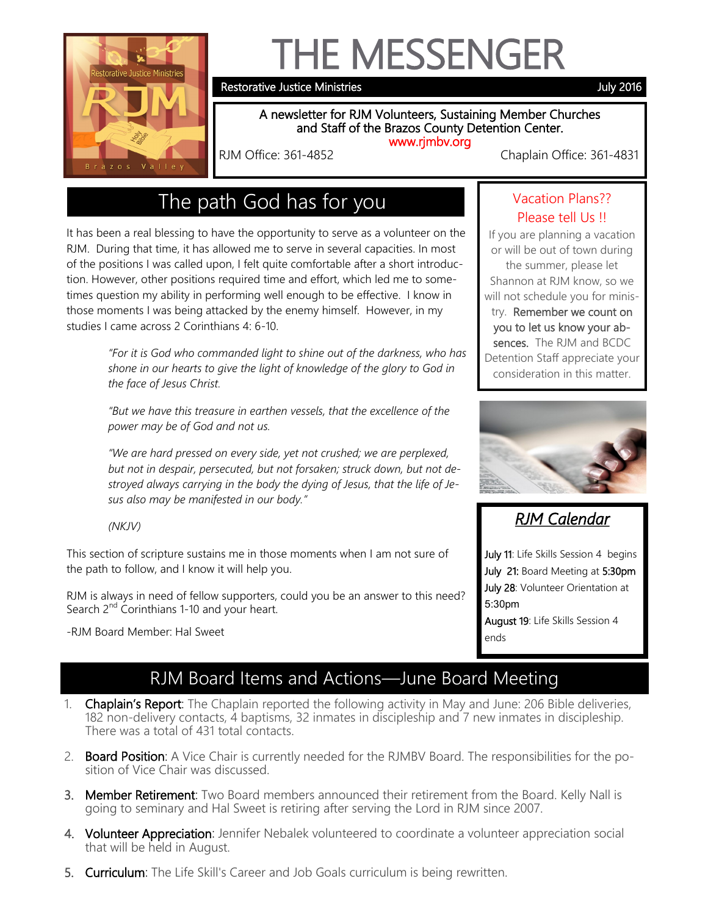# THE MESSENGER

Restorative Justice Ministries — July 2016

A newsletter for RJM Volunteers, Sustaining Member Churches and Staff of the Brazos County Detention Center.
www.rjmbv.org

RJM Office: 361-4852 — Chaplain Office: 361-4831

## The path God has for you

It has been a real blessing to have the opportunity to serve as a volunteer on the RJM. During that time, it has allowed me to serve in several capacities. In most of the positions I was called upon, I felt quite comfortable after a short introduction. However, other positions required time and effort, which led me to sometimes question my ability in performing well enough to be effective. I know in those moments I was being attacked by the enemy himself. However, in my studies I came across 2 Corinthians 4: 6-10.

> *"For it is God who commanded light to shine out of the darkness, who has shone in our hearts to give the light of knowledge of the glory to God in the face of Jesus Christ.*
>
> *"But we have this treasure in earthen vessels, that the excellence of the power may be of God and not us.*
>
> *"We are hard pressed on every side, yet not crushed; we are perplexed, but not in despair, persecuted, but not forsaken; struck down, but not destroyed always carrying in the body the dying of Jesus, that the life of Jesus also may be manifested in our body."*
>
> *(NKJV)*

This section of scripture sustains me in those moments when I am not sure of the path to follow, and I know it will help you.

RJM is always in need of fellow supporters, could you be an answer to this need? Search 2nd Corinthians 1-10 and your heart.

-RJM Board Member: Hal Sweet

### Vacation Plans?? Please tell Us !!

If you are planning a vacation or will be out of town during the summer, please let Shannon at RJM know, so we will not schedule you for ministry. **Remember we count on you to let us know your absences.** The RJM and BCDC Detention Staff appreciate your consideration in this matter.

### *RJM Calendar*

**July 11**: Life Skills Session 4 begins
**July 21:** Board Meeting at **5:30pm**
**July 28**: Volunteer Orientation at 5:30pm
**August 19**: Life Skills Session 4 ends

## RJM Board Items and Actions—June Board Meeting

1. **Chaplain's Report**: The Chaplain reported the following activity in May and June: 206 Bible deliveries, 182 non-delivery contacts, 4 baptisms, 32 inmates in discipleship and 7 new inmates in discipleship. There was a total of 431 total contacts.
2. **Board Position**: A Vice Chair is currently needed for the RJMBV Board. The responsibilities for the position of Vice Chair was discussed.
3. **Member Retirement**: Two Board members announced their retirement from the Board. Kelly Nall is going to seminary and Hal Sweet is retiring after serving the Lord in RJM since 2007.
4. **Volunteer Appreciation**: Jennifer Nebalek volunteered to coordinate a volunteer appreciation social that will be held in August.
5. **Curriculum**: The Life Skill's Career and Job Goals curriculum is being rewritten.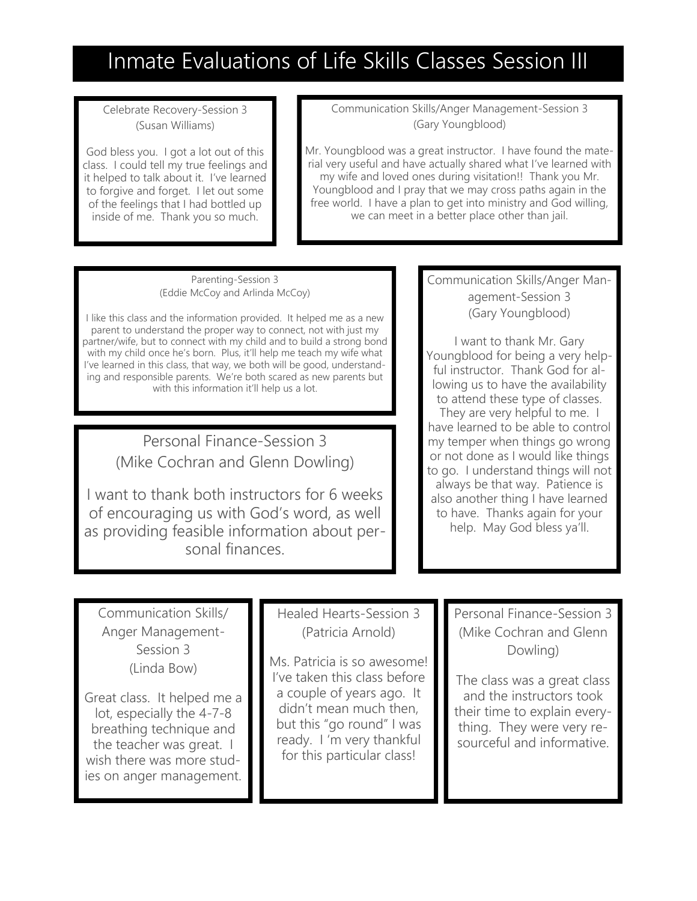# Inmate Evaluations of Life Skills Classes Session III

Celebrate Recovery-Session 3
(Susan Williams)

God bless you. I got a lot out of this class. I could tell my true feelings and it helped to talk about it. I've learned to forgive and forget. I let out some of the feelings that I had bottled up inside of me. Thank you so much.

Communication Skills/Anger Management-Session 3
(Gary Youngblood)

Mr. Youngblood was a great instructor. I have found the material very useful and have actually shared what I've learned with my wife and loved ones during visitation!! Thank you Mr. Youngblood and I pray that we may cross paths again in the free world. I have a plan to get into ministry and God willing, we can meet in a better place other than jail.

Parenting-Session 3
(Eddie McCoy and Arlinda McCoy)

I like this class and the information provided. It helped me as a new parent to understand the proper way to connect, not with just my partner/wife, but to connect with my child and to build a strong bond with my child once he's born. Plus, it'll help me teach my wife what I've learned in this class, that way, we both will be good, understanding and responsible parents. We're both scared as new parents but with this information it'll help us a lot.

Personal Finance-Session 3
(Mike Cochran and Glenn Dowling)

I want to thank both instructors for 6 weeks of encouraging us with God's word, as well as providing feasible information about personal finances.

Communication Skills/Anger Management-Session 3
(Gary Youngblood)

I want to thank Mr. Gary Youngblood for being a very helpful instructor. Thank God for allowing us to have the availability to attend these type of classes. They are very helpful to me. I have learned to be able to control my temper when things go wrong or not done as I would like things to go. I understand things will not always be that way. Patience is also another thing I have learned to have. Thanks again for your help. May God bless ya'll.

Communication Skills/Anger Management-Session 3
(Linda Bow)

Great class. It helped me a lot, especially the 4-7-8 breathing technique and the teacher was great. I wish there was more studies on anger management.

Healed Hearts-Session 3
(Patricia Arnold)

Ms. Patricia is so awesome! I've taken this class before a couple of years ago. It didn't mean much then, but this "go round" I was ready. I 'm very thankful for this particular class!

Personal Finance-Session 3
(Mike Cochran and Glenn Dowling)

The class was a great class and the instructors took their time to explain everything. They were very resourceful and informative.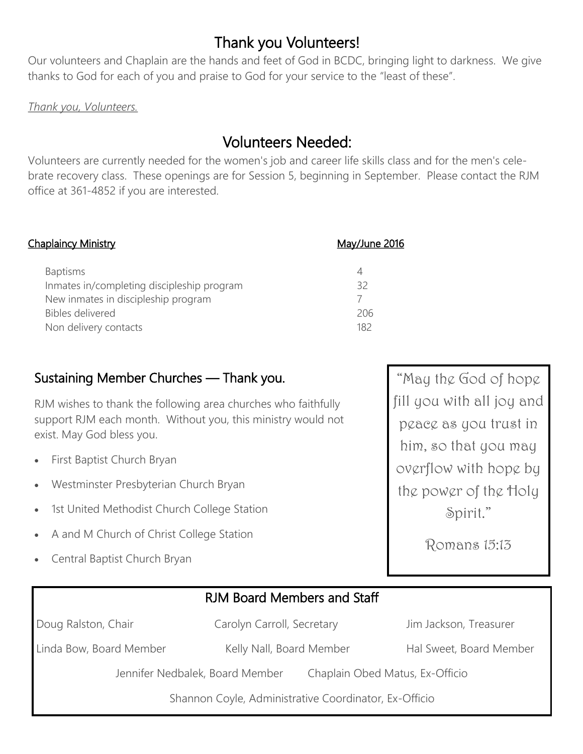## Thank you Volunteers!

Our volunteers and Chaplain are the hands and feet of God in BCDC, bringing light to darkness. We give thanks to God for each of you and praise to God for your service to the "least of these".

*Thank you, Volunteers.*

## Volunteers Needed:

Volunteers are currently needed for the women's job and career life skills class and for the men's celebrate recovery class. These openings are for Session 5, beginning in September. Please contact the RJM office at 361-4852 if you are interested.

| Chaplaincy Ministry | May/June 2016 |
| --- | --- |
| Baptisms | 4 |
| Inmates in/completing discipleship program | 32 |
| New inmates in discipleship program | 7 |
| Bibles delivered | 206 |
| Non delivery contacts | 182 |

### Sustaining Member Churches — Thank you.

RJM wishes to thank the following area churches who faithfully support RJM each month. Without you, this ministry would not exist. May God bless you.

- First Baptist Church Bryan
- Westminster Presbyterian Church Bryan
- 1st United Methodist Church College Station
- A and M Church of Christ College Station
- Central Baptist Church Bryan

"May the God of hope fill you with all joy and peace as you trust in him, so that you may overflow with hope by the power of the Holy Spirit."

Romans 15:13

### RJM Board Members and Staff

Doug Ralston, Chair — Carolyn Carroll, Secretary — Jim Jackson, Treasurer

Linda Bow, Board Member — Kelly Nall, Board Member — Hal Sweet, Board Member

Jennifer Nedbalek, Board Member — Chaplain Obed Matus, Ex-Officio

Shannon Coyle, Administrative Coordinator, Ex-Officio